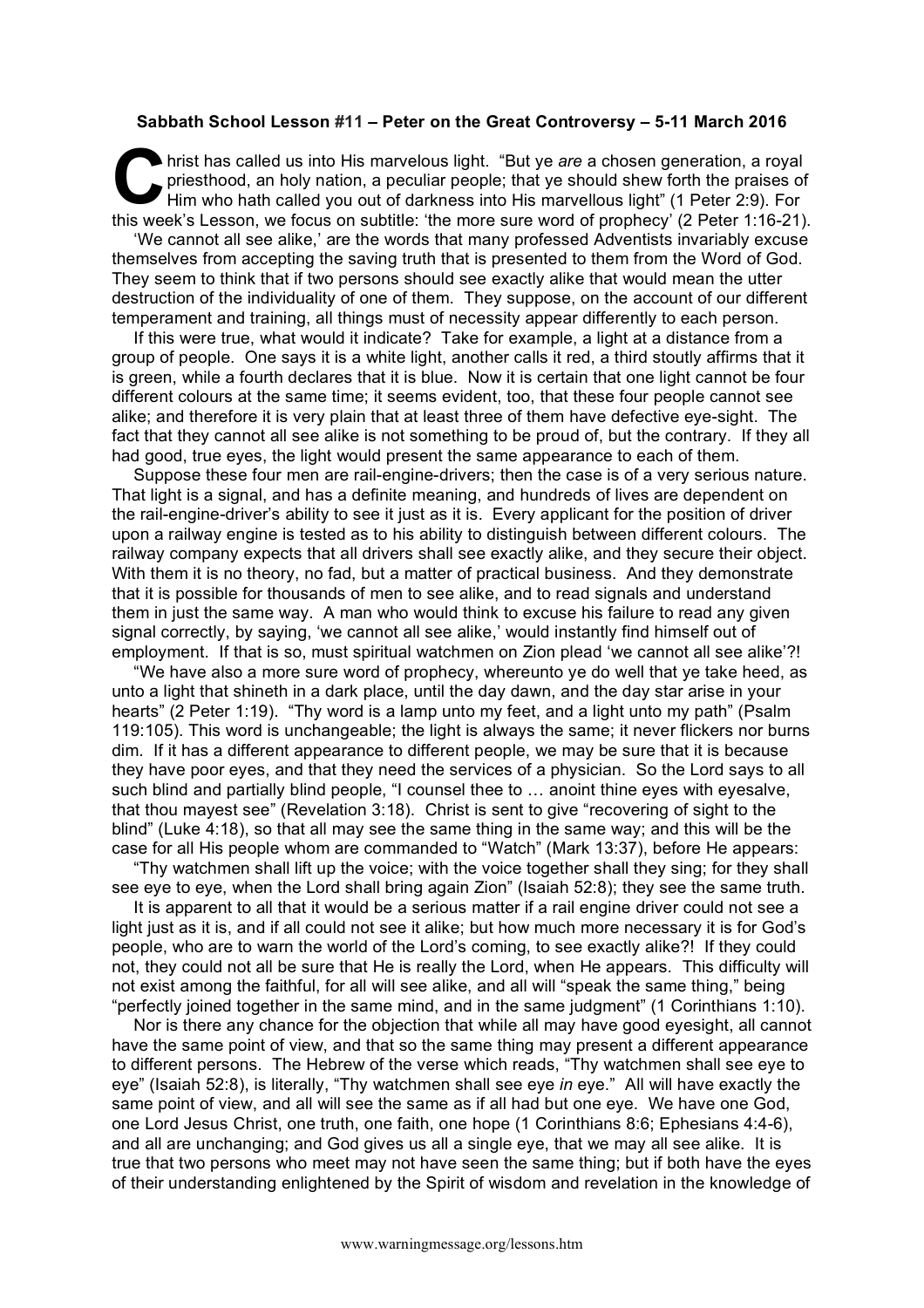**Sabbath School Lesson #11 – Peter on the Great Controversy – 5-11 March 2016**

Christ has called us into His marvelous light. "But ye *are* a chosen generation, a royal priesthood, an holy nation, a peculiar people; that ye should shew forth the praises of Him who hath called you out of darkness into His marvellous light" (1 Peter 2:9). For this week's Lesson, we focus on subtitle: 'the more sure word of prophecy' (2 Peter 1:16-21).

'We cannot all see alike,' are the words that many professed Adventists invariably excuse themselves from accepting the saving truth that is presented to them from the Word of God. They seem to think that if two persons should see exactly alike that would mean the utter destruction of the individuality of one of them. They suppose, on the account of our different temperament and training, all things must of necessity appear differently to each person.

If this were true, what would it indicate? Take for example, a light at a distance from a group of people. One says it is a white light, another calls it red, a third stoutly affirms that it is green, while a fourth declares that it is blue. Now it is certain that one light cannot be four different colours at the same time; it seems evident, too, that these four people cannot see alike; and therefore it is very plain that at least three of them have defective eye-sight. The fact that they cannot all see alike is not something to be proud of, but the contrary. If they all had good, true eyes, the light would present the same appearance to each of them.

Suppose these four men are rail-engine-drivers; then the case is of a very serious nature. That light is a signal, and has a definite meaning, and hundreds of lives are dependent on the rail-engine-driver's ability to see it just as it is. Every applicant for the position of driver upon a railway engine is tested as to his ability to distinguish between different colours. The railway company expects that all drivers shall see exactly alike, and they secure their object. With them it is no theory, no fad, but a matter of practical business. And they demonstrate that it is possible for thousands of men to see alike, and to read signals and understand them in just the same way. A man who would think to excuse his failure to read any given signal correctly, by saying, 'we cannot all see alike,' would instantly find himself out of employment. If that is so, must spiritual watchmen on Zion plead 'we cannot all see alike'?!

"We have also a more sure word of prophecy, whereunto ye do well that ye take heed, as unto a light that shineth in a dark place, until the day dawn, and the day star arise in your hearts" (2 Peter 1:19). "Thy word is a lamp unto my feet, and a light unto my path" (Psalm 119:105). This word is unchangeable; the light is always the same; it never flickers nor burns dim. If it has a different appearance to different people, we may be sure that it is because they have poor eyes, and that they need the services of a physician. So the Lord says to all such blind and partially blind people, "I counsel thee to … anoint thine eyes with eyesalve, that thou mayest see" (Revelation 3:18). Christ is sent to give "recovering of sight to the blind" (Luke 4:18), so that all may see the same thing in the same way; and this will be the case for all His people whom are commanded to "Watch" (Mark 13:37), before He appears:

"Thy watchmen shall lift up the voice; with the voice together shall they sing; for they shall see eye to eye, when the Lord shall bring again Zion" (Isaiah 52:8); they see the same truth.

It is apparent to all that it would be a serious matter if a rail engine driver could not see a light just as it is, and if all could not see it alike; but how much more necessary it is for God's people, who are to warn the world of the Lord's coming, to see exactly alike?! If they could not, they could not all be sure that He is really the Lord, when He appears. This difficulty will not exist among the faithful, for all will see alike, and all will "speak the same thing," being "perfectly joined together in the same mind, and in the same judgment" (1 Corinthians 1:10).

Nor is there any chance for the objection that while all may have good eyesight, all cannot have the same point of view, and that so the same thing may present a different appearance to different persons. The Hebrew of the verse which reads, "Thy watchmen shall see eye to eye" (Isaiah 52:8), is literally, "Thy watchmen shall see eye *in* eye." All will have exactly the same point of view, and all will see the same as if all had but one eye. We have one God, one Lord Jesus Christ, one truth, one faith, one hope (1 Corinthians 8:6; Ephesians 4:4-6), and all are unchanging; and God gives us all a single eye, that we may all see alike. It is true that two persons who meet may not have seen the same thing; but if both have the eyes of their understanding enlightened by the Spirit of wisdom and revelation in the knowledge of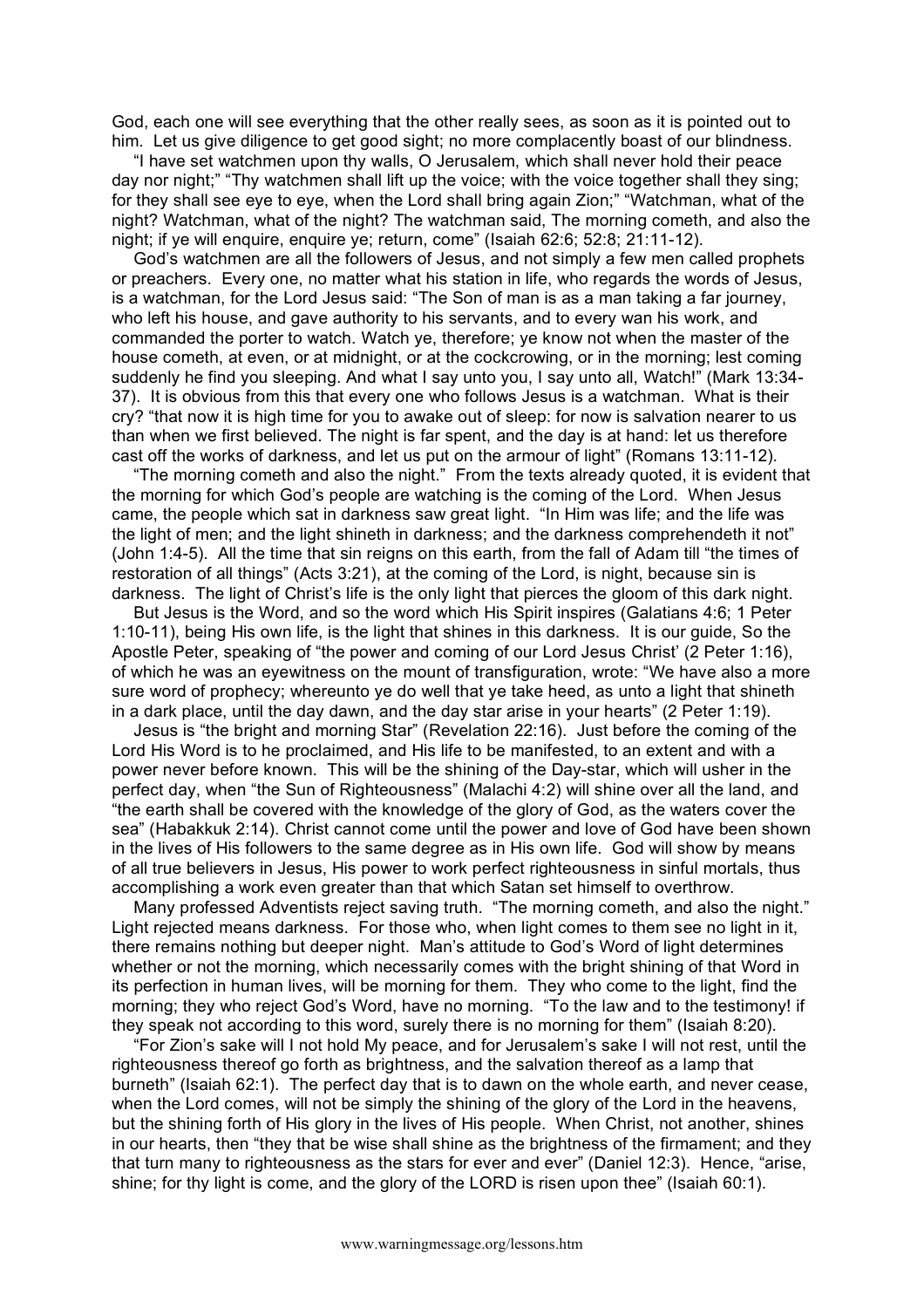God, each one will see everything that the other really sees, as soon as it is pointed out to him. Let us give diligence to get good sight; no more complacently boast of our blindness.

"I have set watchmen upon thy walls, O Jerusalem, which shall never hold their peace day nor night;" "Thy watchmen shall lift up the voice; with the voice together shall they sing; for they shall see eye to eye, when the Lord shall bring again Zion;" "Watchman, what of the night? Watchman, what of the night? The watchman said, The morning cometh, and also the night; if ye will enquire, enquire ye; return, come" (Isaiah 62:6; 52:8; 21:11-12).

God's watchmen are all the followers of Jesus, and not simply a few men called prophets or preachers. Every one, no matter what his station in life, who regards the words of Jesus, is a watchman, for the Lord Jesus said: "The Son of man is as a man taking a far journey, who left his house, and gave authority to his servants, and to every wan his work, and commanded the porter to watch. Watch ye, therefore; ye know not when the master of the house cometh, at even, or at midnight, or at the cockcrowing, or in the morning; lest coming suddenly he find you sleeping. And what I say unto you, I say unto all, Watch!" (Mark 13:34-37). It is obvious from this that every one who follows Jesus is a watchman. What is their cry? "that now it is high time for you to awake out of sleep: for now is salvation nearer to us than when we first believed. The night is far spent, and the day is at hand: let us therefore cast off the works of darkness, and let us put on the armour of light" (Romans 13:11-12).

"The morning cometh and also the night." From the texts already quoted, it is evident that the morning for which God's people are watching is the coming of the Lord. When Jesus came, the people which sat in darkness saw great light. "In Him was life; and the life was the light of men; and the light shineth in darkness; and the darkness comprehendeth it not" (John 1:4-5). All the time that sin reigns on this earth, from the fall of Adam till "the times of restoration of all things" (Acts 3:21), at the coming of the Lord, is night, because sin is darkness. The light of Christ's life is the only light that pierces the gloom of this dark night.

But Jesus is the Word, and so the word which His Spirit inspires (Galatians 4:6; 1 Peter 1:10-11), being His own life, is the light that shines in this darkness. It is our guide, So the Apostle Peter, speaking of "the power and coming of our Lord Jesus Christ' (2 Peter 1:16), of which he was an eyewitness on the mount of transfiguration, wrote: "We have also a more sure word of prophecy; whereunto ye do well that ye take heed, as unto a light that shineth in a dark place, until the day dawn, and the day star arise in your hearts" (2 Peter 1:19).

Jesus is "the bright and morning Star" (Revelation 22:16). Just before the coming of the Lord His Word is to he proclaimed, and His life to be manifested, to an extent and with a power never before known. This will be the shining of the Day-star, which will usher in the perfect day, when "the Sun of Righteousness" (Malachi 4:2) will shine over all the land, and "the earth shall be covered with the knowledge of the glory of God, as the waters cover the sea" (Habakkuk 2:14). Christ cannot come until the power and love of God have been shown in the lives of His followers to the same degree as in His own life. God will show by means of all true believers in Jesus, His power to work perfect righteousness in sinful mortals, thus accomplishing a work even greater than that which Satan set himself to overthrow.

Many professed Adventists reject saving truth. "The morning cometh, and also the night." Light rejected means darkness. For those who, when light comes to them see no light in it, there remains nothing but deeper night. Man's attitude to God's Word of light determines whether or not the morning, which necessarily comes with the bright shining of that Word in its perfection in human lives, will be morning for them. They who come to the light, find the morning; they who reject God's Word, have no morning. "To the law and to the testimony! if they speak not according to this word, surely there is no morning for them" (Isaiah 8:20).

"For Zion's sake will I not hold My peace, and for Jerusalem's sake I will not rest, until the righteousness thereof go forth as brightness, and the salvation thereof as a lamp that burneth" (Isaiah 62:1). The perfect day that is to dawn on the whole earth, and never cease, when the Lord comes, will not be simply the shining of the glory of the Lord in the heavens, but the shining forth of His glory in the lives of His people. When Christ, not another, shines in our hearts, then "they that be wise shall shine as the brightness of the firmament; and they that turn many to righteousness as the stars for ever and ever" (Daniel 12:3). Hence, "arise, shine; for thy light is come, and the glory of the LORD is risen upon thee" (Isaiah 60:1).